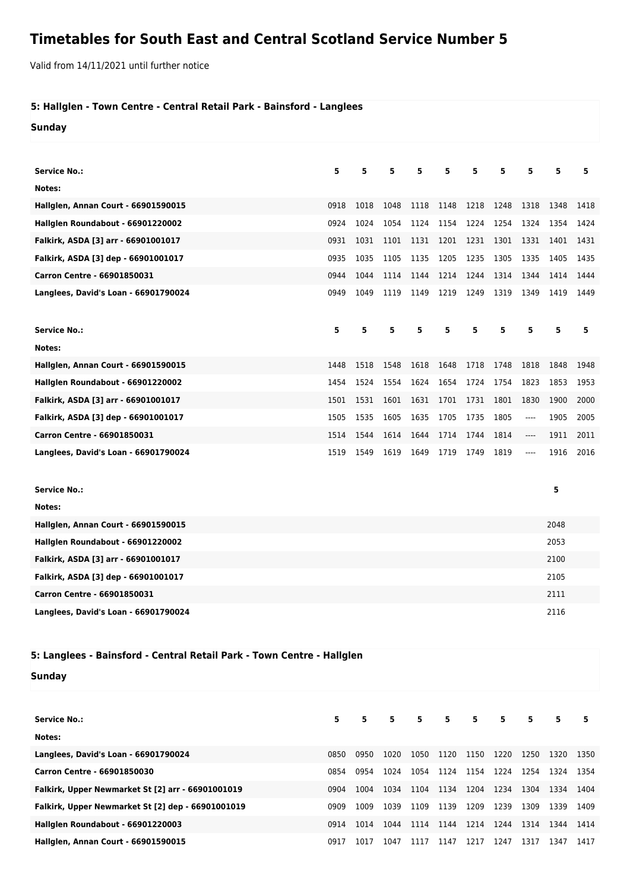# Timetables for South East and Central Scotland Service Number 5

Valid from 14/11/2021 until further notice

## 5: Hallglen - Town Centre - Central Retail Park - Bainsford - Langlees

### Sunday

| Service No.: | 5 | 5 | 5 | 5 | 5 | 5 | 5 | 5 | 5 | 5 |
|---|---|---|---|---|---|---|---|---|---|---|
| Notes: | | | | | | | | | | |
| Hallglen, Annan Court - 66901590015 | 0918 | 1018 | 1048 | 1118 | 1148 | 1218 | 1248 | 1318 | 1348 | 1418 |
| Hallglen Roundabout - 66901220002 | 0924 | 1024 | 1054 | 1124 | 1154 | 1224 | 1254 | 1324 | 1354 | 1424 |
| Falkirk, ASDA [3] arr - 66901001017 | 0931 | 1031 | 1101 | 1131 | 1201 | 1231 | 1301 | 1331 | 1401 | 1431 |
| Falkirk, ASDA [3] dep - 66901001017 | 0935 | 1035 | 1105 | 1135 | 1205 | 1235 | 1305 | 1335 | 1405 | 1435 |
| Carron Centre - 66901850031 | 0944 | 1044 | 1114 | 1144 | 1214 | 1244 | 1314 | 1344 | 1414 | 1444 |
| Langlees, David's Loan - 66901790024 | 0949 | 1049 | 1119 | 1149 | 1219 | 1249 | 1319 | 1349 | 1419 | 1449 |

| Service No.: | 5 | 5 | 5 | 5 | 5 | 5 | 5 | 5 | 5 | 5 |
|---|---|---|---|---|---|---|---|---|---|---|
| Notes: | | | | | | | | | | |
| Hallglen, Annan Court - 66901590015 | 1448 | 1518 | 1548 | 1618 | 1648 | 1718 | 1748 | 1818 | 1848 | 1948 |
| Hallglen Roundabout - 66901220002 | 1454 | 1524 | 1554 | 1624 | 1654 | 1724 | 1754 | 1823 | 1853 | 1953 |
| Falkirk, ASDA [3] arr - 66901001017 | 1501 | 1531 | 1601 | 1631 | 1701 | 1731 | 1801 | 1830 | 1900 | 2000 |
| Falkirk, ASDA [3] dep - 66901001017 | 1505 | 1535 | 1605 | 1635 | 1705 | 1735 | 1805 | ---- | 1905 | 2005 |
| Carron Centre - 66901850031 | 1514 | 1544 | 1614 | 1644 | 1714 | 1744 | 1814 | ---- | 1911 | 2011 |
| Langlees, David's Loan - 66901790024 | 1519 | 1549 | 1619 | 1649 | 1719 | 1749 | 1819 | ---- | 1916 | 2016 |

| Service No.: | 5 |
|---|---|
| Notes: | |
| Hallglen, Annan Court - 66901590015 | 2048 |
| Hallglen Roundabout - 66901220002 | 2053 |
| Falkirk, ASDA [3] arr - 66901001017 | 2100 |
| Falkirk, ASDA [3] dep - 66901001017 | 2105 |
| Carron Centre - 66901850031 | 2111 |
| Langlees, David's Loan - 66901790024 | 2116 |

## 5: Langlees - Bainsford - Central Retail Park - Town Centre - Hallglen

### Sunday

| Service No.: | 5 | 5 | 5 | 5 | 5 | 5 | 5 | 5 | 5 | 5 |
|---|---|---|---|---|---|---|---|---|---|---|
| Notes: | | | | | | | | | | |
| Langlees, David's Loan - 66901790024 | 0850 | 0950 | 1020 | 1050 | 1120 | 1150 | 1220 | 1250 | 1320 | 1350 |
| Carron Centre - 66901850030 | 0854 | 0954 | 1024 | 1054 | 1124 | 1154 | 1224 | 1254 | 1324 | 1354 |
| Falkirk, Upper Newmarket St [2] arr - 66901001019 | 0904 | 1004 | 1034 | 1104 | 1134 | 1204 | 1234 | 1304 | 1334 | 1404 |
| Falkirk, Upper Newmarket St [2] dep - 66901001019 | 0909 | 1009 | 1039 | 1109 | 1139 | 1209 | 1239 | 1309 | 1339 | 1409 |
| Hallglen Roundabout - 66901220003 | 0914 | 1014 | 1044 | 1114 | 1144 | 1214 | 1244 | 1314 | 1344 | 1414 |
| Hallglen, Annan Court - 66901590015 | 0917 | 1017 | 1047 | 1117 | 1147 | 1217 | 1247 | 1317 | 1347 | 1417 |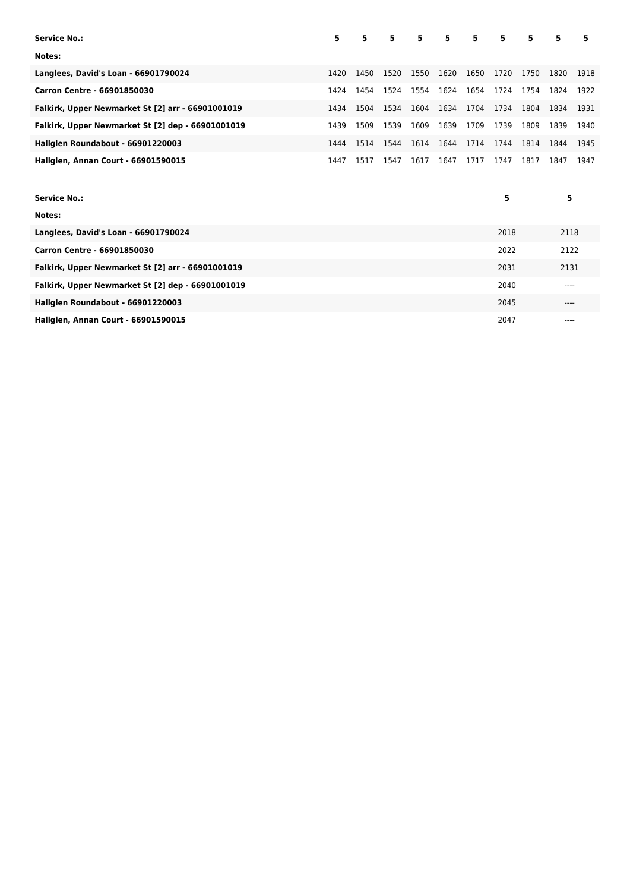| Service No.: | 5 | 5 | 5 | 5 | 5 | 5 | 5 | 5 | 5 | 5 |
|---|---|---|---|---|---|---|---|---|---|---|
| Notes: | | | | | | | | | | |
| Langlees, David's Loan - 66901790024 | 1420 | 1450 | 1520 | 1550 | 1620 | 1650 | 1720 | 1750 | 1820 | 1918 |
| Carron Centre - 66901850030 | 1424 | 1454 | 1524 | 1554 | 1624 | 1654 | 1724 | 1754 | 1824 | 1922 |
| Falkirk, Upper Newmarket St [2] arr - 66901001019 | 1434 | 1504 | 1534 | 1604 | 1634 | 1704 | 1734 | 1804 | 1834 | 1931 |
| Falkirk, Upper Newmarket St [2] dep - 66901001019 | 1439 | 1509 | 1539 | 1609 | 1639 | 1709 | 1739 | 1809 | 1839 | 1940 |
| Hallglen Roundabout - 66901220003 | 1444 | 1514 | 1544 | 1614 | 1644 | 1714 | 1744 | 1814 | 1844 | 1945 |
| Hallglen, Annan Court - 66901590015 | 1447 | 1517 | 1547 | 1617 | 1647 | 1717 | 1747 | 1817 | 1847 | 1947 |

| Service No.: | 5 | 5 |
|---|---|---|
| Notes: | | |
| Langlees, David's Loan - 66901790024 | 2018 | 2118 |
| Carron Centre - 66901850030 | 2022 | 2122 |
| Falkirk, Upper Newmarket St [2] arr - 66901001019 | 2031 | 2131 |
| Falkirk, Upper Newmarket St [2] dep - 66901001019 | 2040 | ---- |
| Hallglen Roundabout - 66901220003 | 2045 | ---- |
| Hallglen, Annan Court - 66901590015 | 2047 | ---- |